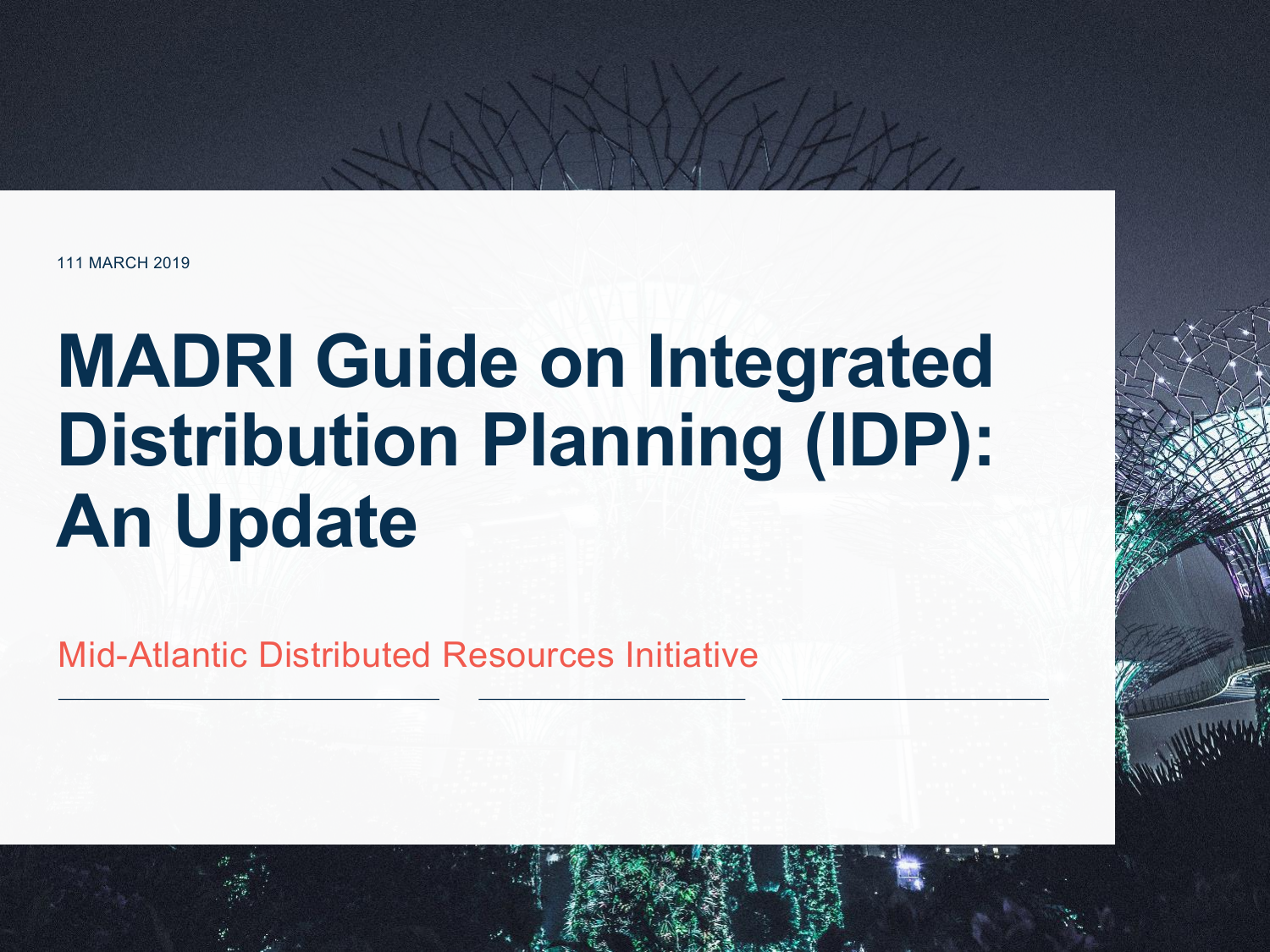111 MARCH 2019

# MADRI Guide on Integrated Distribution Planning (IDP): An Update

Mid-Atlantic Distributed Resources Initiative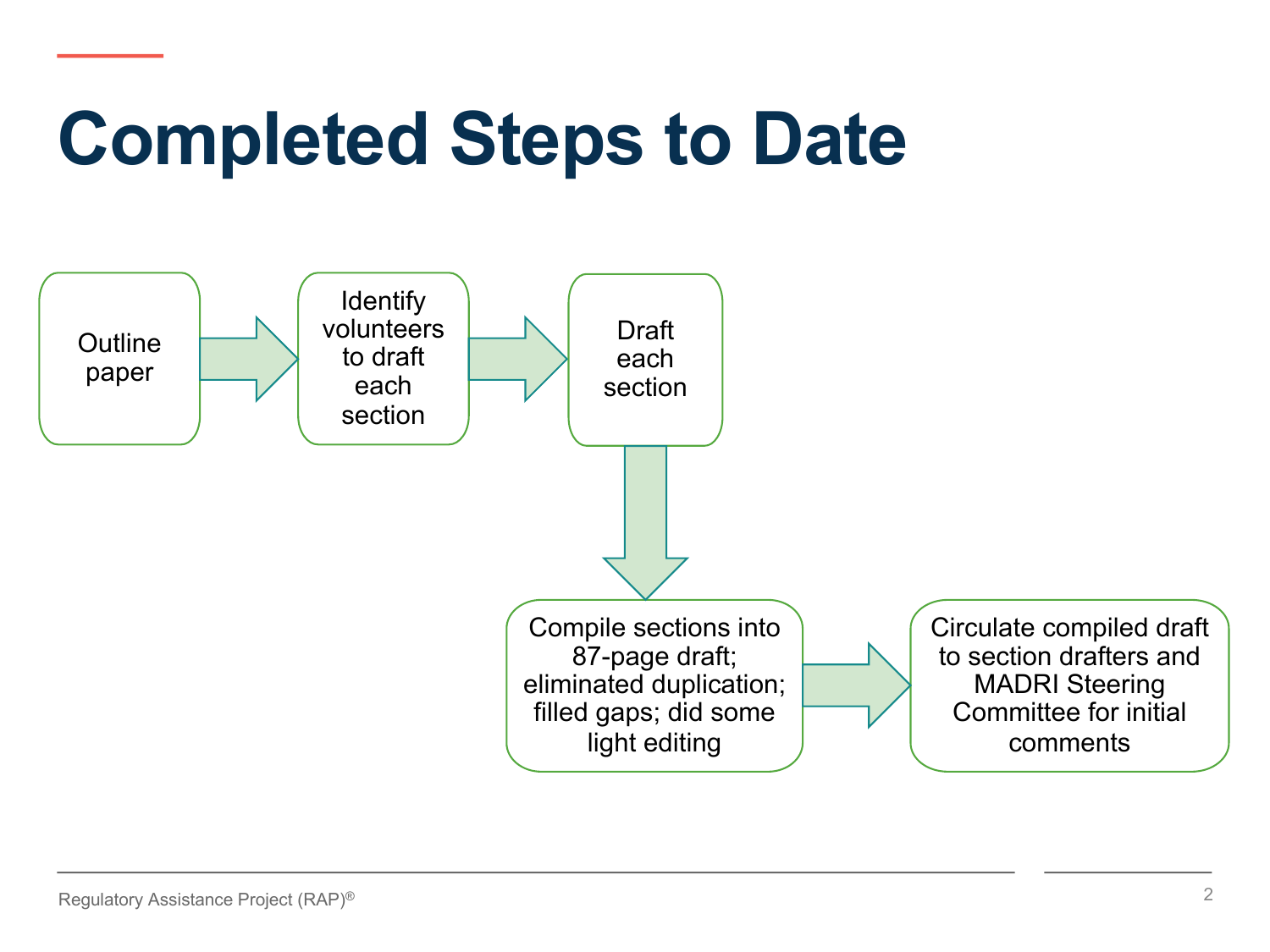# Completed Steps to Date

1. Outline paper
2. Identify volunteers to draft each section
3. Draft each section
4. Compile sections into 87-page draft; eliminated duplication; filled gaps; did some light editing
5. Circulate compiled draft to section drafters and MADRI Steering Committee for initial comments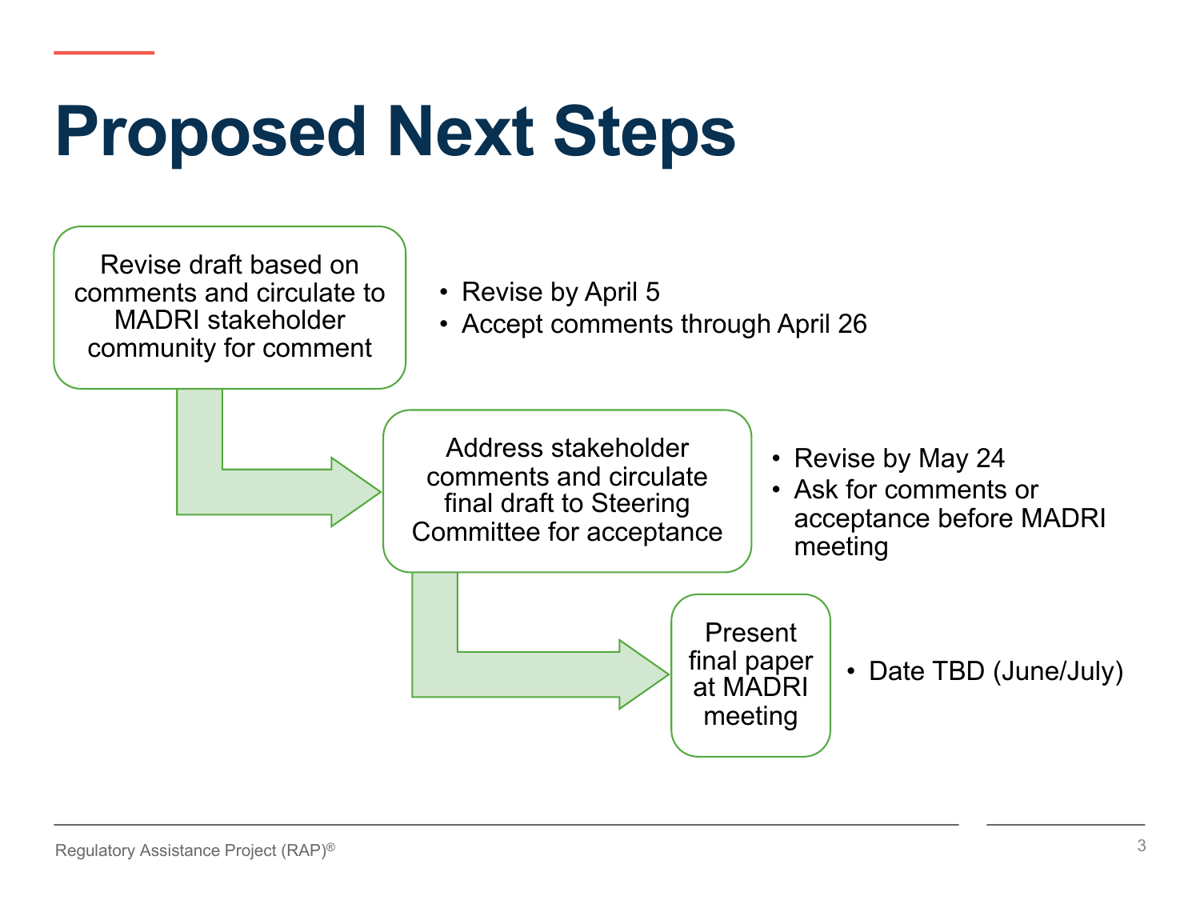# Proposed Next Steps

**Revise draft based on comments and circulate to MADRI stakeholder community for comment**

- Revise by April 5
- Accept comments through April 26

**Address stakeholder comments and circulate final draft to Steering Committee for acceptance**

- Revise by May 24
- Ask for comments or acceptance before MADRI meeting

**Present final paper at MADRI meeting**

- Date TBD (June/July)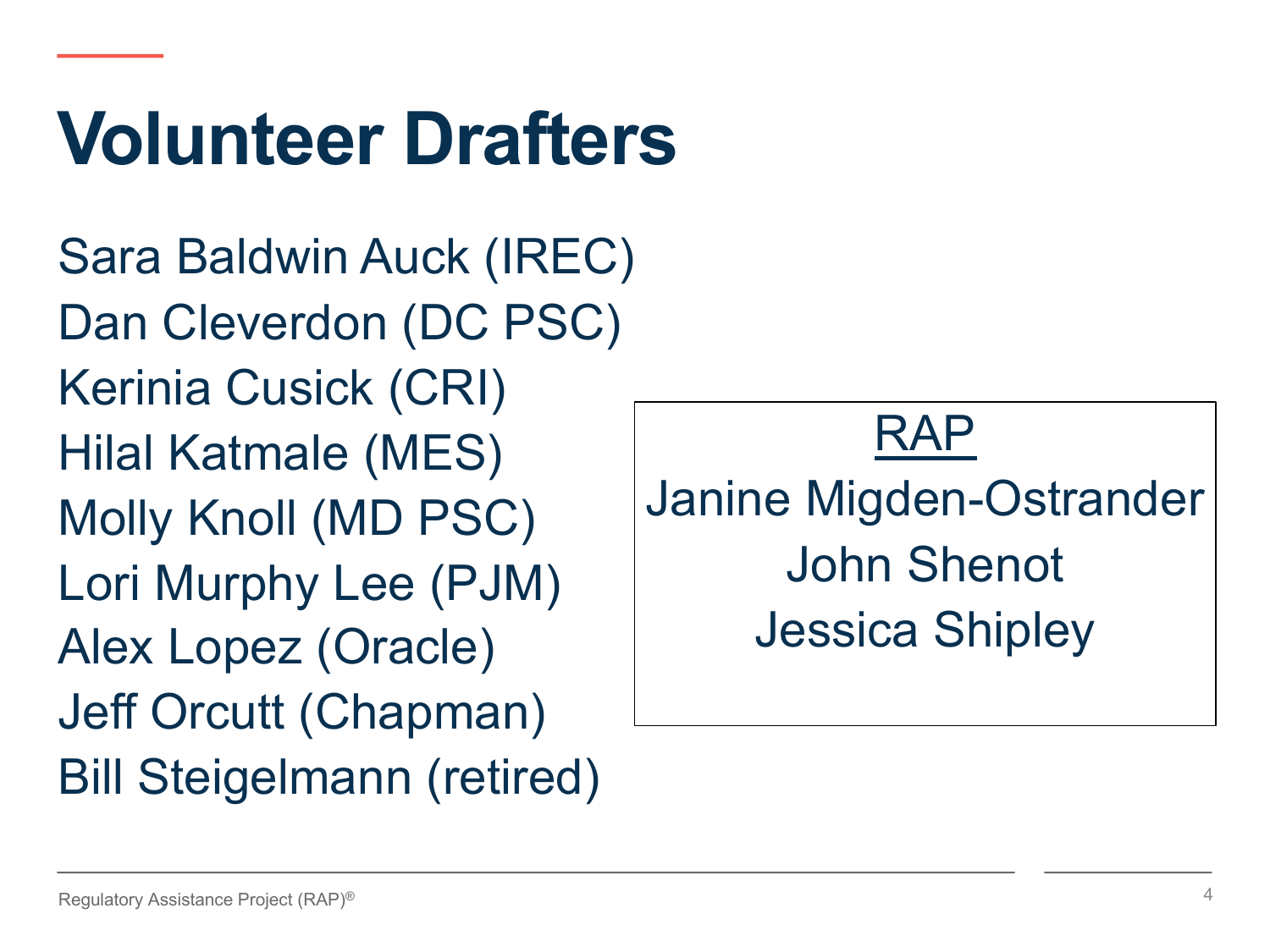# Volunteer Drafters

Sara Baldwin Auck (IREC)
Dan Cleverdon (DC PSC)
Kerinia Cusick (CRI)
Hilal Katmale (MES)
Molly Knoll (MD PSC)
Lori Murphy Lee (PJM)
Alex Lopez (Oracle)
Jeff Orcutt (Chapman)
Bill Steigelmann (retired)

RAP

Janine Migden-Ostrander
John Shenot
Jessica Shipley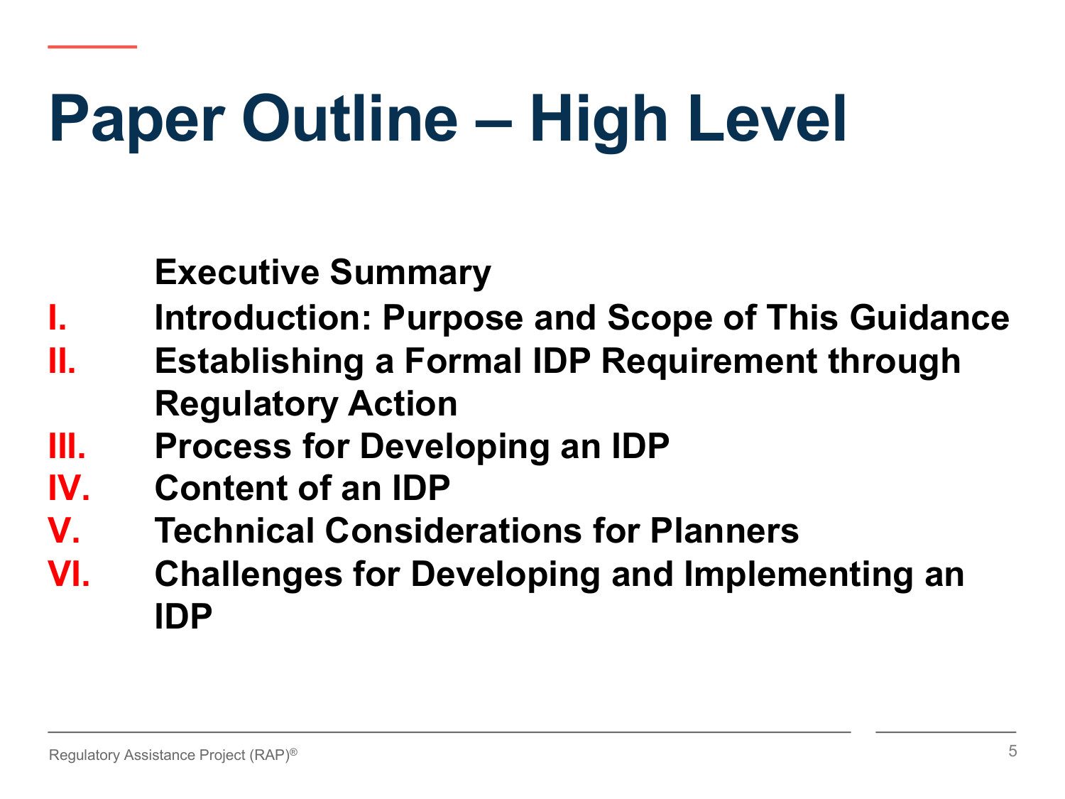# Paper Outline – High Level

**Executive Summary**

- **I.** **Introduction: Purpose and Scope of This Guidance**
- **II.** **Establishing a Formal IDP Requirement through Regulatory Action**
- **III.** **Process for Developing an IDP**
- **IV.** **Content of an IDP**
- **V.** **Technical Considerations for Planners**
- **VI.** **Challenges for Developing and Implementing an IDP**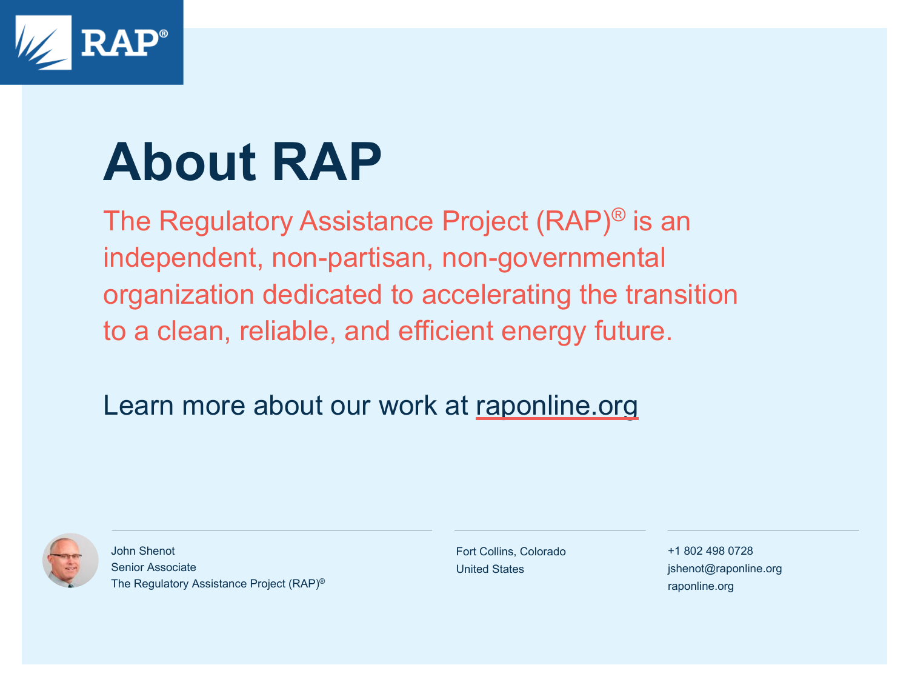# About RAP

The Regulatory Assistance Project (RAP)® is an independent, non-partisan, non-governmental organization dedicated to accelerating the transition to a clean, reliable, and efficient energy future.

Learn more about our work at raponline.org

John Shenot
Senior Associate
The Regulatory Assistance Project (RAP)®

Fort Collins, Colorado
United States

+1 802 498 0728
jshenot@raponline.org
raponline.org